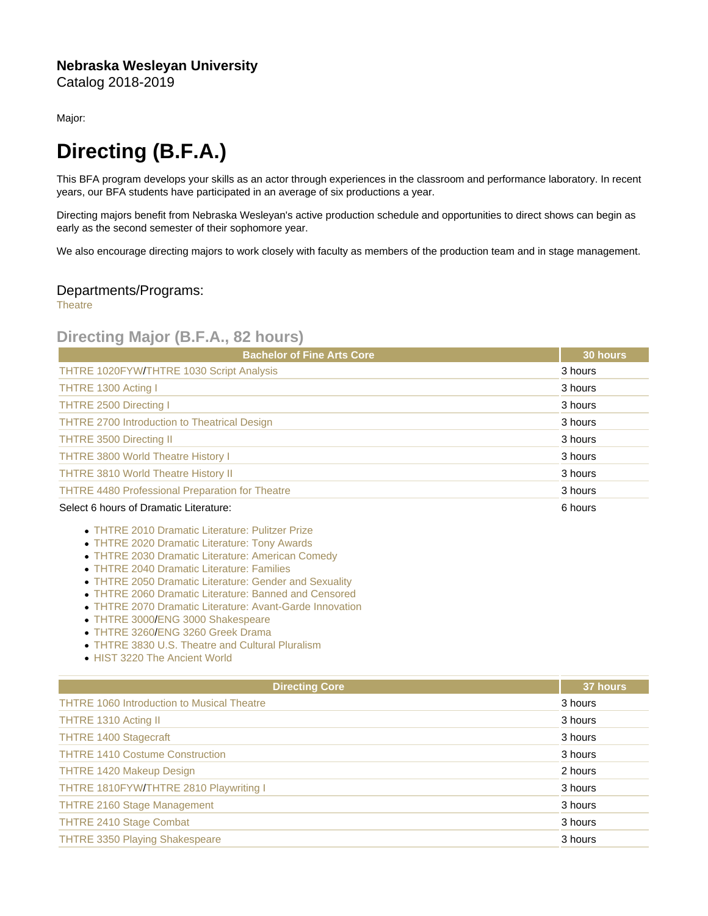**Nebraska Wesleyan University**
Catalog 2018-2019

Major:

# Directing (B.F.A.)

This BFA program develops your skills as an actor through experiences in the classroom and performance laboratory. In recent years, our BFA students have participated in an average of six productions a year.

Directing majors benefit from Nebraska Wesleyan's active production schedule and opportunities to direct shows can begin as early as the second semester of their sophomore year.

We also encourage directing majors to work closely with faculty as members of the production team and in stage management.

## Departments/Programs:

Theatre

## Directing Major (B.F.A., 82 hours)

| Bachelor of Fine Arts Core | 30 hours |
|---|---|
| THTRE 1020FYW/THTRE 1030 Script Analysis | 3 hours |
| THTRE 1300 Acting I | 3 hours |
| THTRE 2500 Directing I | 3 hours |
| THTRE 2700 Introduction to Theatrical Design | 3 hours |
| THTRE 3500 Directing II | 3 hours |
| THTRE 3800 World Theatre History I | 3 hours |
| THTRE 3810 World Theatre History II | 3 hours |
| THTRE 4480 Professional Preparation for Theatre | 3 hours |
| Select 6 hours of Dramatic Literature: | 6 hours |

- THTRE 2010 Dramatic Literature: Pulitzer Prize
- THTRE 2020 Dramatic Literature: Tony Awards
- THTRE 2030 Dramatic Literature: American Comedy
- THTRE 2040 Dramatic Literature: Families
- THTRE 2050 Dramatic Literature: Gender and Sexuality
- THTRE 2060 Dramatic Literature: Banned and Censored
- THTRE 2070 Dramatic Literature: Avant-Garde Innovation
- THTRE 3000/ENG 3000 Shakespeare
- THTRE 3260/ENG 3260 Greek Drama
- THTRE 3830 U.S. Theatre and Cultural Pluralism
- HIST 3220 The Ancient World

| Directing Core | 37 hours |
|---|---|
| THTRE 1060 Introduction to Musical Theatre | 3 hours |
| THTRE 1310 Acting II | 3 hours |
| THTRE 1400 Stagecraft | 3 hours |
| THTRE 1410 Costume Construction | 3 hours |
| THTRE 1420 Makeup Design | 2 hours |
| THTRE 1810FYW/THTRE 2810 Playwriting I | 3 hours |
| THTRE 2160 Stage Management | 3 hours |
| THTRE 2410 Stage Combat | 3 hours |
| THTRE 3350 Playing Shakespeare | 3 hours |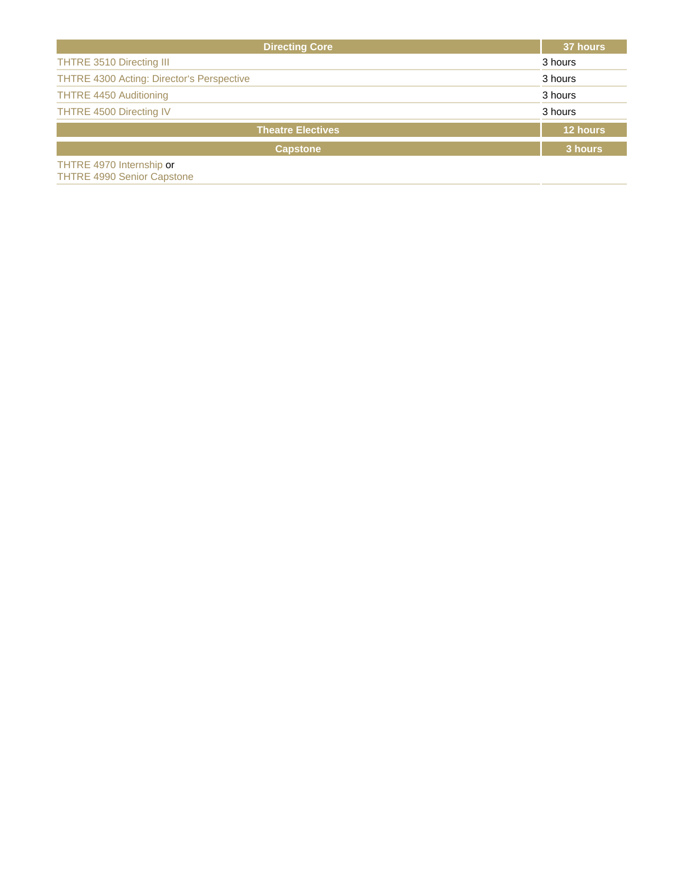| Directing Core | 37 hours |
| --- | --- |
| THTRE 3510 Directing III | 3 hours |
| THTRE 4300 Acting: Director's Perspective | 3 hours |
| THTRE 4450 Auditioning | 3 hours |
| THTRE 4500 Directing IV | 3 hours |
| **Theatre Electives** | **12 hours** |
| **Capstone** | **3 hours** |
| THTRE 4970 Internship or THTRE 4990 Senior Capstone | |